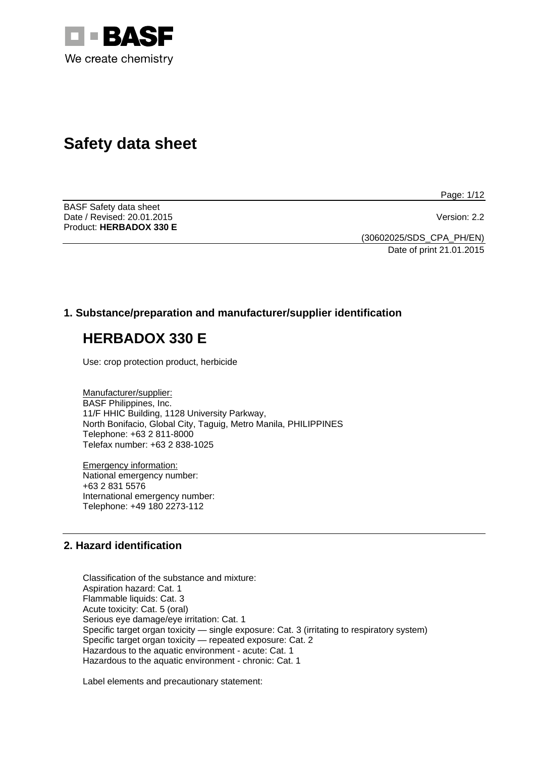BASF
We create chemistry

# Safety data sheet

BASF Safety data sheet
Date / Revised: 20.01.2015
Version: 2.2
Product: **HERBADOX 330 E**

(30602025/SDS_CPA_PH/EN)
Date of print 21.01.2015

## 1. Substance/preparation and manufacturer/supplier identification

# HERBADOX 330 E

Use: crop protection product, herbicide

Manufacturer/supplier:
BASF Philippines, Inc.
11/F HHIC Building, 1128 University Parkway,
North Bonifacio, Global City, Taguig, Metro Manila, PHILIPPINES
Telephone: +63 2 811-8000
Telefax number: +63 2 838-1025

Emergency information:
National emergency number:
+63 2 831 5576
International emergency number:
Telephone: +49 180 2273-112

## 2. Hazard identification

Classification of the substance and mixture:
Aspiration hazard: Cat. 1
Flammable liquids: Cat. 3
Acute toxicity: Cat. 5 (oral)
Serious eye damage/eye irritation: Cat. 1
Specific target organ toxicity — single exposure: Cat. 3 (irritating to respiratory system)
Specific target organ toxicity — repeated exposure: Cat. 2
Hazardous to the aquatic environment - acute: Cat. 1
Hazardous to the aquatic environment - chronic: Cat. 1

Label elements and precautionary statement: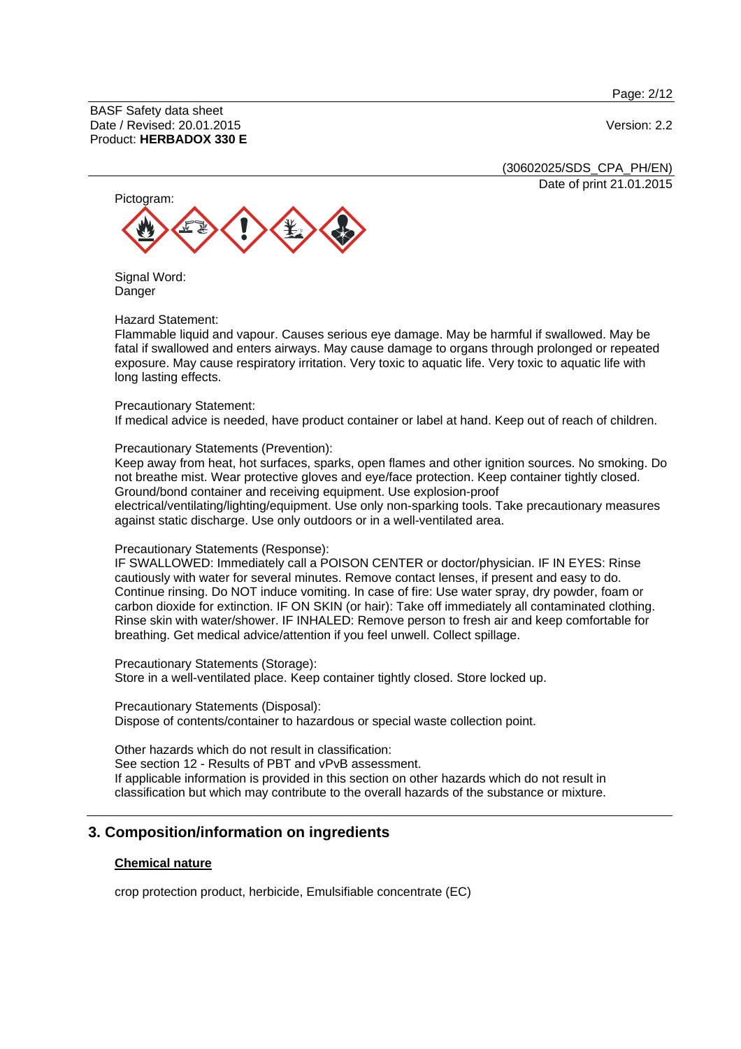Pictogram:

Signal Word:
Danger

Hazard Statement:
Flammable liquid and vapour. Causes serious eye damage. May be harmful if swallowed. May be fatal if swallowed and enters airways. May cause damage to organs through prolonged or repeated exposure. May cause respiratory irritation. Very toxic to aquatic life. Very toxic to aquatic life with long lasting effects.

Precautionary Statement:
If medical advice is needed, have product container or label at hand. Keep out of reach of children.

Precautionary Statements (Prevention):
Keep away from heat, hot surfaces, sparks, open flames and other ignition sources. No smoking. Do not breathe mist. Wear protective gloves and eye/face protection. Keep container tightly closed. Ground/bond container and receiving equipment. Use explosion-proof electrical/ventilating/lighting/equipment. Use only non-sparking tools. Take precautionary measures against static discharge. Use only outdoors or in a well-ventilated area.

Precautionary Statements (Response):
IF SWALLOWED: Immediately call a POISON CENTER or doctor/physician. IF IN EYES: Rinse cautiously with water for several minutes. Remove contact lenses, if present and easy to do. Continue rinsing. Do NOT induce vomiting. In case of fire: Use water spray, dry powder, foam or carbon dioxide for extinction. IF ON SKIN (or hair): Take off immediately all contaminated clothing. Rinse skin with water/shower. IF INHALED: Remove person to fresh air and keep comfortable for breathing. Get medical advice/attention if you feel unwell. Collect spillage.

Precautionary Statements (Storage):
Store in a well-ventilated place. Keep container tightly closed. Store locked up.

Precautionary Statements (Disposal):
Dispose of contents/container to hazardous or special waste collection point.

Other hazards which do not result in classification:
See section 12 - Results of PBT and vPvB assessment.
If applicable information is provided in this section on other hazards which do not result in classification but which may contribute to the overall hazards of the substance or mixture.

## 3. Composition/information on ingredients

### Chemical nature

crop protection product, herbicide, Emulsifiable concentrate (EC)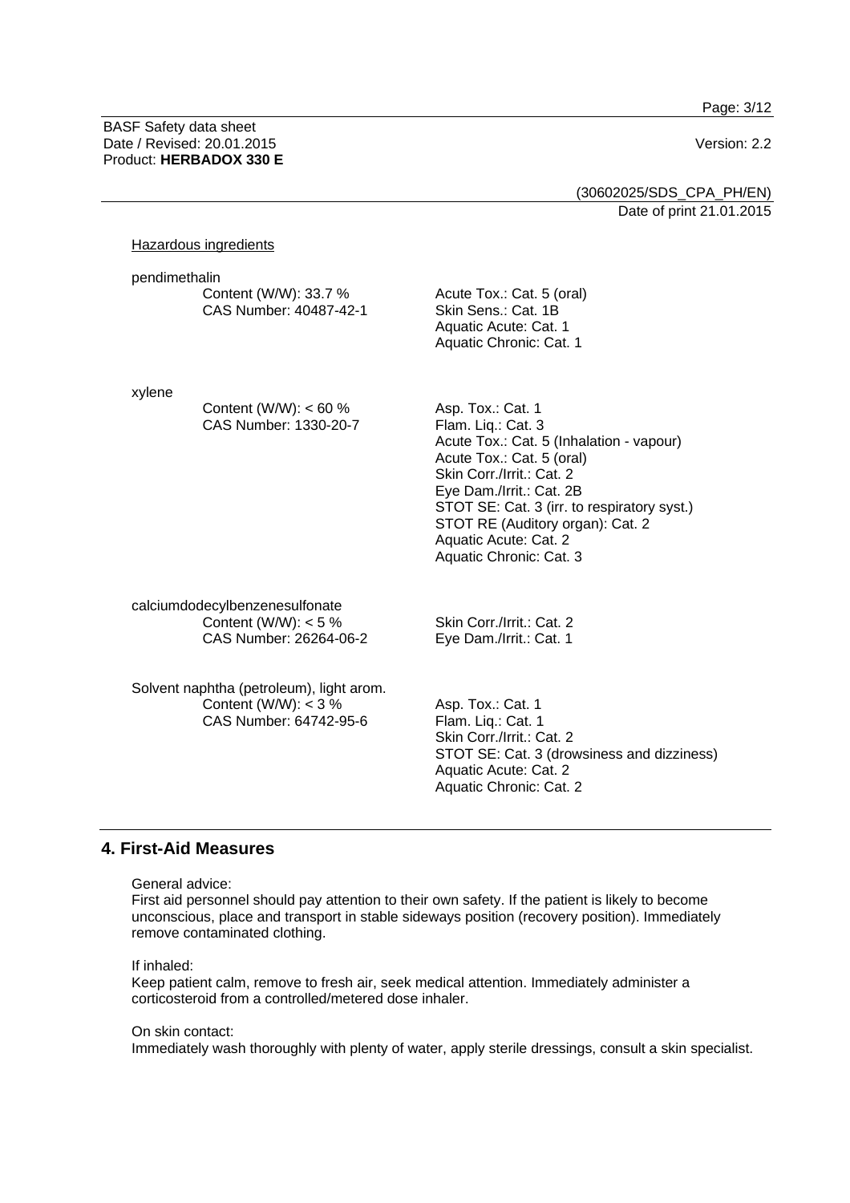Hazardous ingredients

pendimethalin

| | |
|---|---|
| Content (W/W): 33.7 %<br>CAS Number: 40487-42-1 | Acute Tox.: Cat. 5 (oral)<br>Skin Sens.: Cat. 1B<br>Aquatic Acute: Cat. 1<br>Aquatic Chronic: Cat. 1 |

xylene

| | |
|---|---|
| Content (W/W): < 60 %<br>CAS Number: 1330-20-7 | Asp. Tox.: Cat. 1<br>Flam. Liq.: Cat. 3<br>Acute Tox.: Cat. 5 (Inhalation - vapour)<br>Acute Tox.: Cat. 5 (oral)<br>Skin Corr./Irrit.: Cat. 2<br>Eye Dam./Irrit.: Cat. 2B<br>STOT SE: Cat. 3 (irr. to respiratory syst.)<br>STOT RE (Auditory organ): Cat. 2<br>Aquatic Acute: Cat. 2<br>Aquatic Chronic: Cat. 3 |

calciumdodecylbenzenesulfonate

| | |
|---|---|
| Content (W/W): < 5 %<br>CAS Number: 26264-06-2 | Skin Corr./Irrit.: Cat. 2<br>Eye Dam./Irrit.: Cat. 1 |

Solvent naphtha (petroleum), light arom.

| | |
|---|---|
| Content (W/W): < 3 %<br>CAS Number: 64742-95-6 | Asp. Tox.: Cat. 1<br>Flam. Liq.: Cat. 1<br>Skin Corr./Irrit.: Cat. 2<br>STOT SE: Cat. 3 (drowsiness and dizziness)<br>Aquatic Acute: Cat. 2<br>Aquatic Chronic: Cat. 2 |

## 4. First-Aid Measures

General advice:
First aid personnel should pay attention to their own safety. If the patient is likely to become unconscious, place and transport in stable sideways position (recovery position). Immediately remove contaminated clothing.

If inhaled:
Keep patient calm, remove to fresh air, seek medical attention. Immediately administer a corticosteroid from a controlled/metered dose inhaler.

On skin contact:
Immediately wash thoroughly with plenty of water, apply sterile dressings, consult a skin specialist.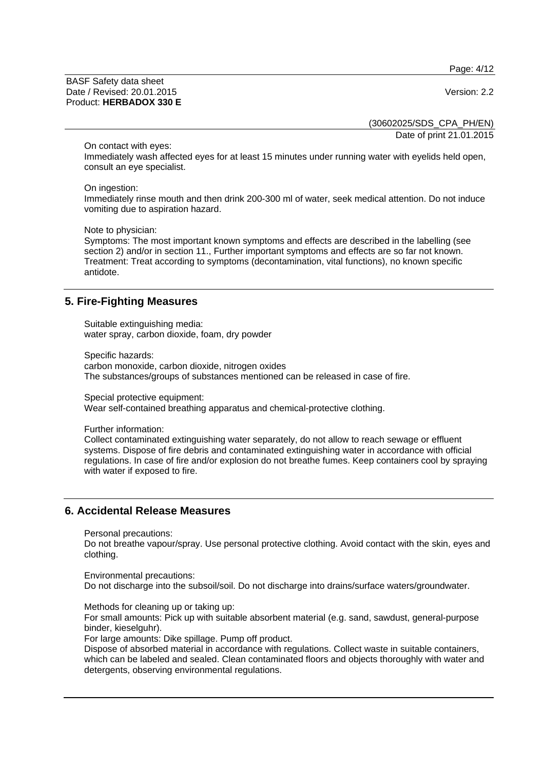On contact with eyes:
Immediately wash affected eyes for at least 15 minutes under running water with eyelids held open, consult an eye specialist.

On ingestion:
Immediately rinse mouth and then drink 200-300 ml of water, seek medical attention. Do not induce vomiting due to aspiration hazard.

Note to physician:
Symptoms: The most important known symptoms and effects are described in the labelling (see section 2) and/or in section 11., Further important symptoms and effects are so far not known.
Treatment: Treat according to symptoms (decontamination, vital functions), no known specific antidote.

## 5. Fire-Fighting Measures

Suitable extinguishing media:
water spray, carbon dioxide, foam, dry powder

Specific hazards:
carbon monoxide, carbon dioxide, nitrogen oxides
The substances/groups of substances mentioned can be released in case of fire.

Special protective equipment:
Wear self-contained breathing apparatus and chemical-protective clothing.

Further information:
Collect contaminated extinguishing water separately, do not allow to reach sewage or effluent systems. Dispose of fire debris and contaminated extinguishing water in accordance with official regulations. In case of fire and/or explosion do not breathe fumes. Keep containers cool by spraying with water if exposed to fire.

## 6. Accidental Release Measures

Personal precautions:
Do not breathe vapour/spray. Use personal protective clothing. Avoid contact with the skin, eyes and clothing.

Environmental precautions:
Do not discharge into the subsoil/soil. Do not discharge into drains/surface waters/groundwater.

Methods for cleaning up or taking up:
For small amounts: Pick up with suitable absorbent material (e.g. sand, sawdust, general-purpose binder, kieselguhr).
For large amounts: Dike spillage. Pump off product.
Dispose of absorbed material in accordance with regulations. Collect waste in suitable containers, which can be labeled and sealed. Clean contaminated floors and objects thoroughly with water and detergents, observing environmental regulations.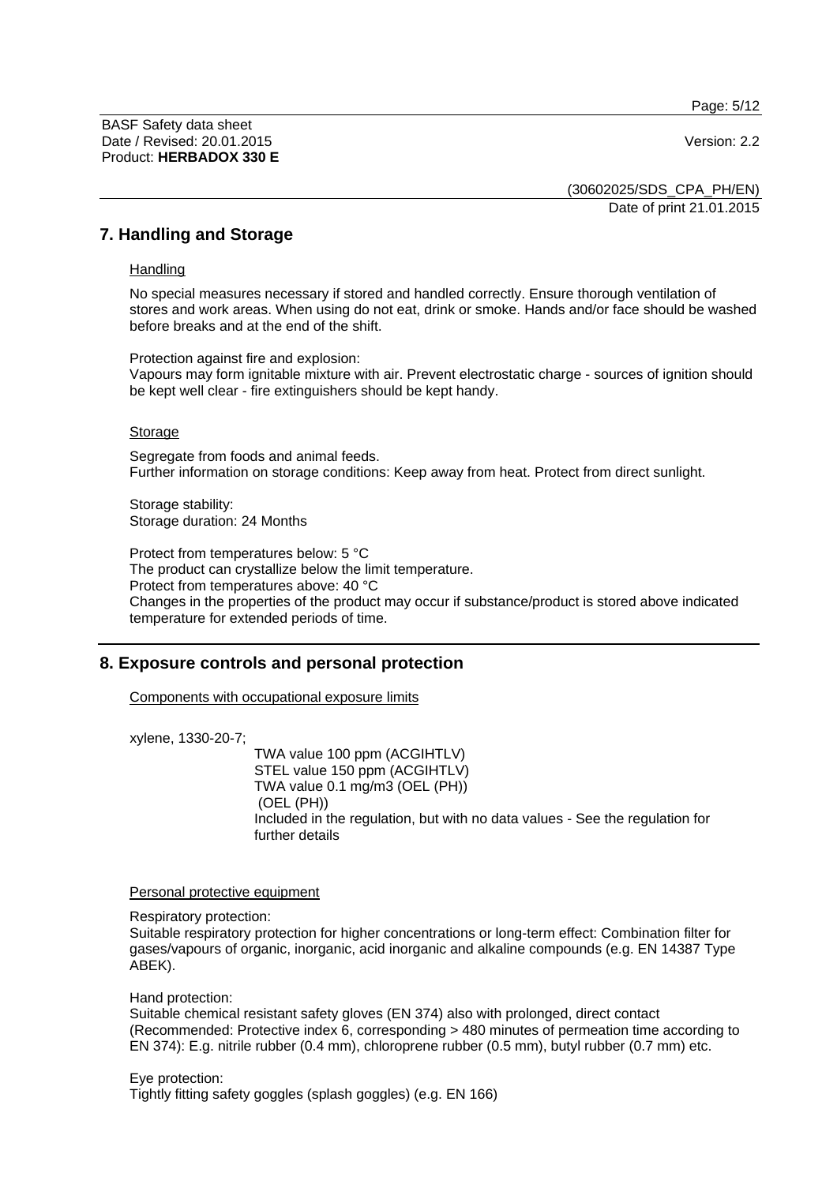## 7. Handling and Storage

Handling

No special measures necessary if stored and handled correctly. Ensure thorough ventilation of stores and work areas. When using do not eat, drink or smoke. Hands and/or face should be washed before breaks and at the end of the shift.

Protection against fire and explosion:
Vapours may form ignitable mixture with air. Prevent electrostatic charge - sources of ignition should be kept well clear - fire extinguishers should be kept handy.

Storage

Segregate from foods and animal feeds.
Further information on storage conditions: Keep away from heat. Protect from direct sunlight.

Storage stability:
Storage duration: 24 Months

Protect from temperatures below: 5 °C
The product can crystallize below the limit temperature.
Protect from temperatures above: 40 °C
Changes in the properties of the product may occur if substance/product is stored above indicated temperature for extended periods of time.

## 8. Exposure controls and personal protection

Components with occupational exposure limits

xylene, 1330-20-7;

TWA value 100 ppm (ACGIHTLV)
STEL value 150 ppm (ACGIHTLV)
TWA value 0.1 mg/m3 (OEL (PH))
(OEL (PH))
Included in the regulation, but with no data values - See the regulation for further details

Personal protective equipment

Respiratory protection:
Suitable respiratory protection for higher concentrations or long-term effect: Combination filter for gases/vapours of organic, inorganic, acid inorganic and alkaline compounds (e.g. EN 14387 Type ABEK).

Hand protection:
Suitable chemical resistant safety gloves (EN 374) also with prolonged, direct contact (Recommended: Protective index 6, corresponding > 480 minutes of permeation time according to EN 374): E.g. nitrile rubber (0.4 mm), chloroprene rubber (0.5 mm), butyl rubber (0.7 mm) etc.

Eye protection:
Tightly fitting safety goggles (splash goggles) (e.g. EN 166)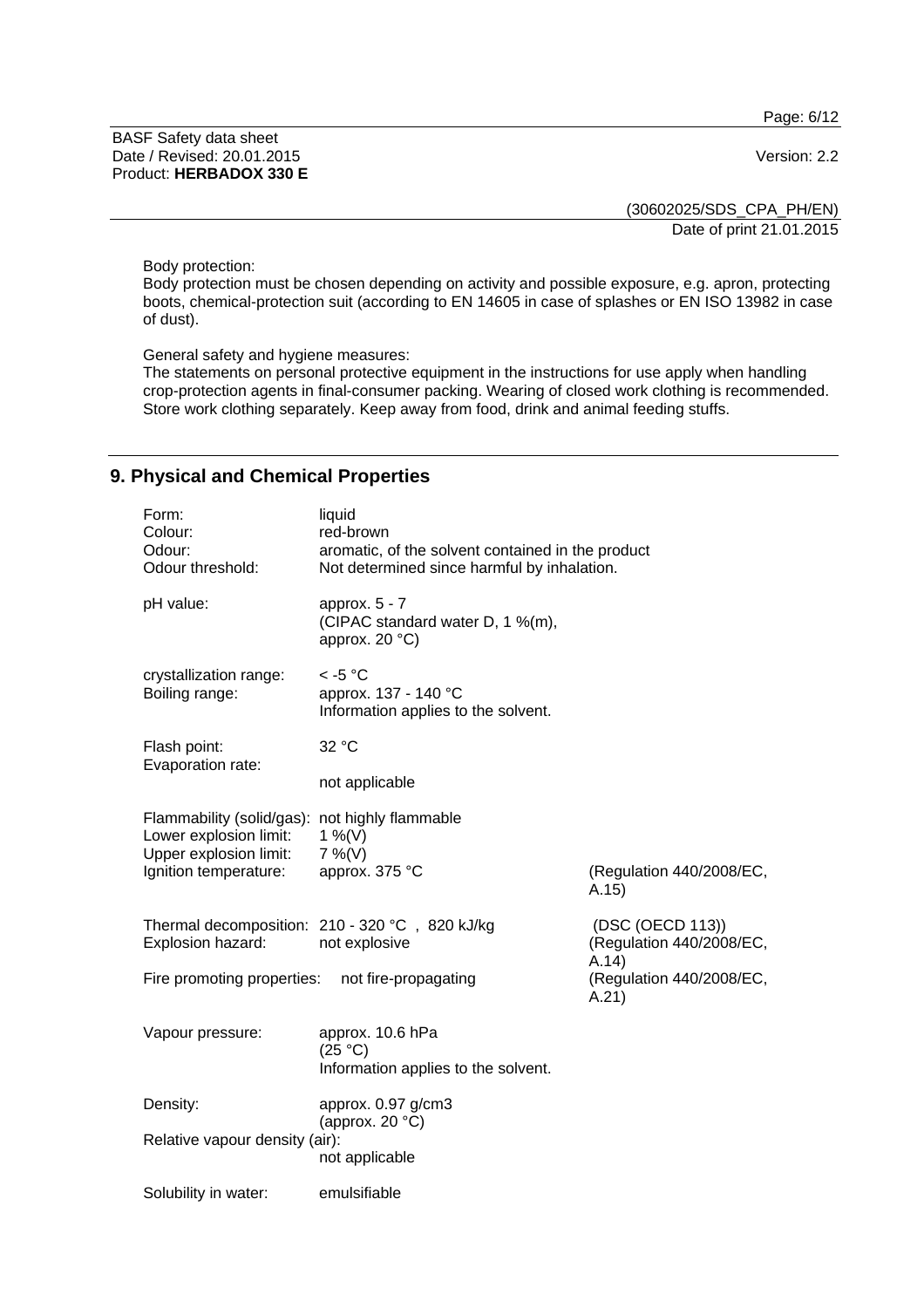Body protection:
Body protection must be chosen depending on activity and possible exposure, e.g. apron, protecting boots, chemical-protection suit (according to EN 14605 in case of splashes or EN ISO 13982 in case of dust).

General safety and hygiene measures:
The statements on personal protective equipment in the instructions for use apply when handling crop-protection agents in final-consumer packing. Wearing of closed work clothing is recommended. Store work clothing separately. Keep away from food, drink and animal feeding stuffs.

## 9. Physical and Chemical Properties

| | | |
|---|---|---|
| Form: | liquid | |
| Colour: | red-brown | |
| Odour: | aromatic, of the solvent contained in the product | |
| Odour threshold: | Not determined since harmful by inhalation. | |
| pH value: | approx. 5 - 7 (CIPAC standard water D, 1 %(m), approx. 20 °C) | |
| crystallization range: | < -5 °C | |
| Boiling range: | approx. 137 - 140 °C Information applies to the solvent. | |
| Flash point: | 32 °C | |
| Evaporation rate: | not applicable | |
| Flammability (solid/gas): | not highly flammable | |
| Lower explosion limit: | 1 %(V) | |
| Upper explosion limit: | 7 %(V) | |
| Ignition temperature: | approx. 375 °C | (Regulation 440/2008/EC, A.15) |
| Thermal decomposition: | 210 - 320 °C , 820 kJ/kg | (DSC (OECD 113)) |
| Explosion hazard: | not explosive | (Regulation 440/2008/EC, A.14) |
| Fire promoting properties: | not fire-propagating | (Regulation 440/2008/EC, A.21) |
| Vapour pressure: | approx. 10.6 hPa (25 °C) Information applies to the solvent. | |
| Density: | approx. 0.97 g/cm3 (approx. 20 °C) | |
| Relative vapour density (air): | not applicable | |
| Solubility in water: | emulsifiable | |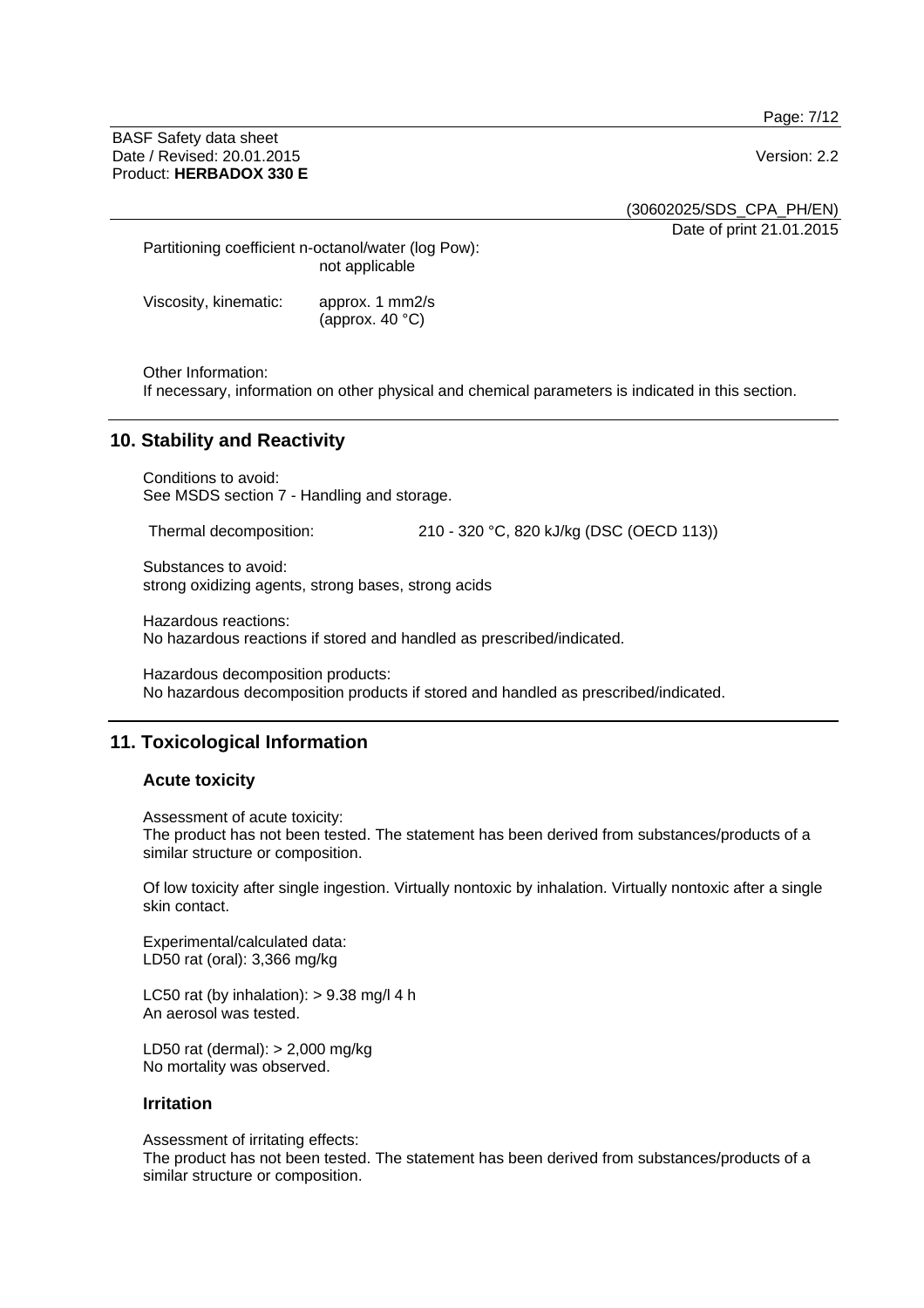Partitioning coefficient n-octanol/water (log Pow):
not applicable

Viscosity, kinematic: approx. 1 mm2/s
(approx. 40 °C)

Other Information:
If necessary, information on other physical and chemical parameters is indicated in this section.

## 10. Stability and Reactivity

Conditions to avoid:
See MSDS section 7 - Handling and storage.

Thermal decomposition: 210 - 320 °C, 820 kJ/kg (DSC (OECD 113))

Substances to avoid:
strong oxidizing agents, strong bases, strong acids

Hazardous reactions:
No hazardous reactions if stored and handled as prescribed/indicated.

Hazardous decomposition products:
No hazardous decomposition products if stored and handled as prescribed/indicated.

## 11. Toxicological Information

### Acute toxicity

Assessment of acute toxicity:
The product has not been tested. The statement has been derived from substances/products of a similar structure or composition.

Of low toxicity after single ingestion. Virtually nontoxic by inhalation. Virtually nontoxic after a single skin contact.

Experimental/calculated data:
LD50 rat (oral): 3,366 mg/kg

LC50 rat (by inhalation): > 9.38 mg/l 4 h
An aerosol was tested.

LD50 rat (dermal): > 2,000 mg/kg
No mortality was observed.

### Irritation

Assessment of irritating effects:
The product has not been tested. The statement has been derived from substances/products of a similar structure or composition.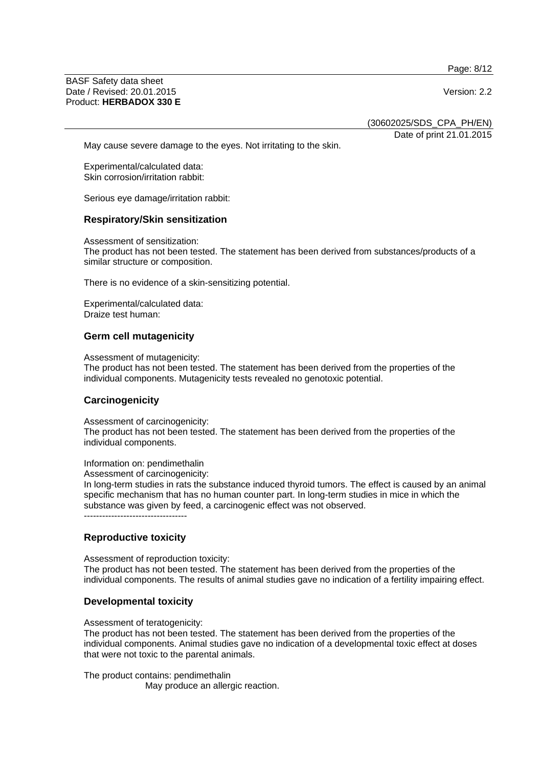May cause severe damage to the eyes. Not irritating to the skin.

Experimental/calculated data:
Skin corrosion/irritation rabbit:

Serious eye damage/irritation rabbit:

## Respiratory/Skin sensitization

Assessment of sensitization:
The product has not been tested. The statement has been derived from substances/products of a similar structure or composition.

There is no evidence of a skin-sensitizing potential.

Experimental/calculated data:
Draize test human:

## Germ cell mutagenicity

Assessment of mutagenicity:
The product has not been tested. The statement has been derived from the properties of the individual components. Mutagenicity tests revealed no genotoxic potential.

## Carcinogenicity

Assessment of carcinogenicity:
The product has not been tested. The statement has been derived from the properties of the individual components.

Information on: pendimethalin
Assessment of carcinogenicity:
In long-term studies in rats the substance induced thyroid tumors. The effect is caused by an animal specific mechanism that has no human counter part. In long-term studies in mice in which the substance was given by feed, a carcinogenic effect was not observed.
----------------------------------

## Reproductive toxicity

Assessment of reproduction toxicity:
The product has not been tested. The statement has been derived from the properties of the individual components. The results of animal studies gave no indication of a fertility impairing effect.

## Developmental toxicity

Assessment of teratogenicity:
The product has not been tested. The statement has been derived from the properties of the individual components. Animal studies gave no indication of a developmental toxic effect at doses that were not toxic to the parental animals.

The product contains: pendimethalin
May produce an allergic reaction.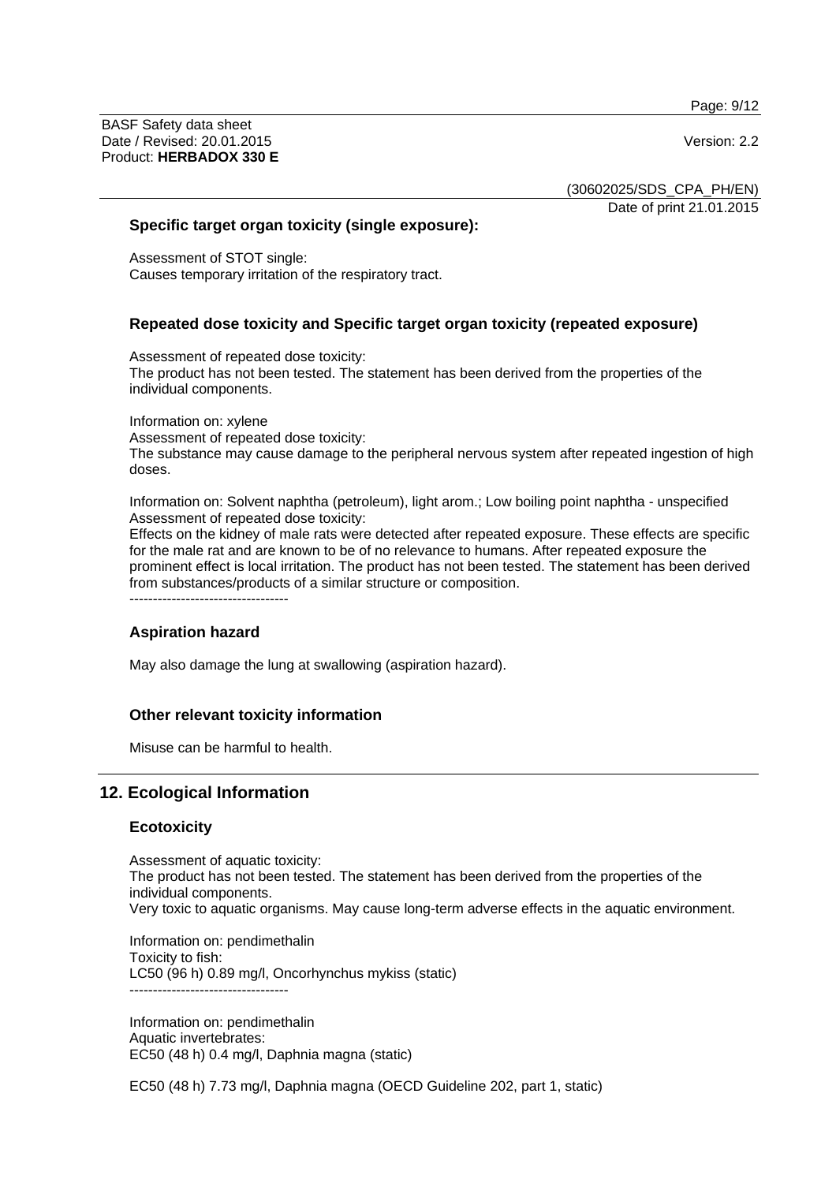### Specific target organ toxicity (single exposure):

Assessment of STOT single:
Causes temporary irritation of the respiratory tract.

### Repeated dose toxicity and Specific target organ toxicity (repeated exposure)

Assessment of repeated dose toxicity:
The product has not been tested. The statement has been derived from the properties of the individual components.

Information on: xylene
Assessment of repeated dose toxicity:
The substance may cause damage to the peripheral nervous system after repeated ingestion of high doses.

Information on: Solvent naphtha (petroleum), light arom.; Low boiling point naphtha - unspecified
Assessment of repeated dose toxicity:
Effects on the kidney of male rats were detected after repeated exposure. These effects are specific for the male rat and are known to be of no relevance to humans. After repeated exposure the prominent effect is local irritation. The product has not been tested. The statement has been derived from substances/products of a similar structure or composition.
----------------------------------

### Aspiration hazard

May also damage the lung at swallowing (aspiration hazard).

### Other relevant toxicity information

Misuse can be harmful to health.

## 12. Ecological Information

### Ecotoxicity

Assessment of aquatic toxicity:
The product has not been tested. The statement has been derived from the properties of the individual components.
Very toxic to aquatic organisms. May cause long-term adverse effects in the aquatic environment.

Information on: pendimethalin
Toxicity to fish:
LC50 (96 h) 0.89 mg/l, Oncorhynchus mykiss (static)
----------------------------------

Information on: pendimethalin
Aquatic invertebrates:
EC50 (48 h) 0.4 mg/l, Daphnia magna (static)

EC50 (48 h) 7.73 mg/l, Daphnia magna (OECD Guideline 202, part 1, static)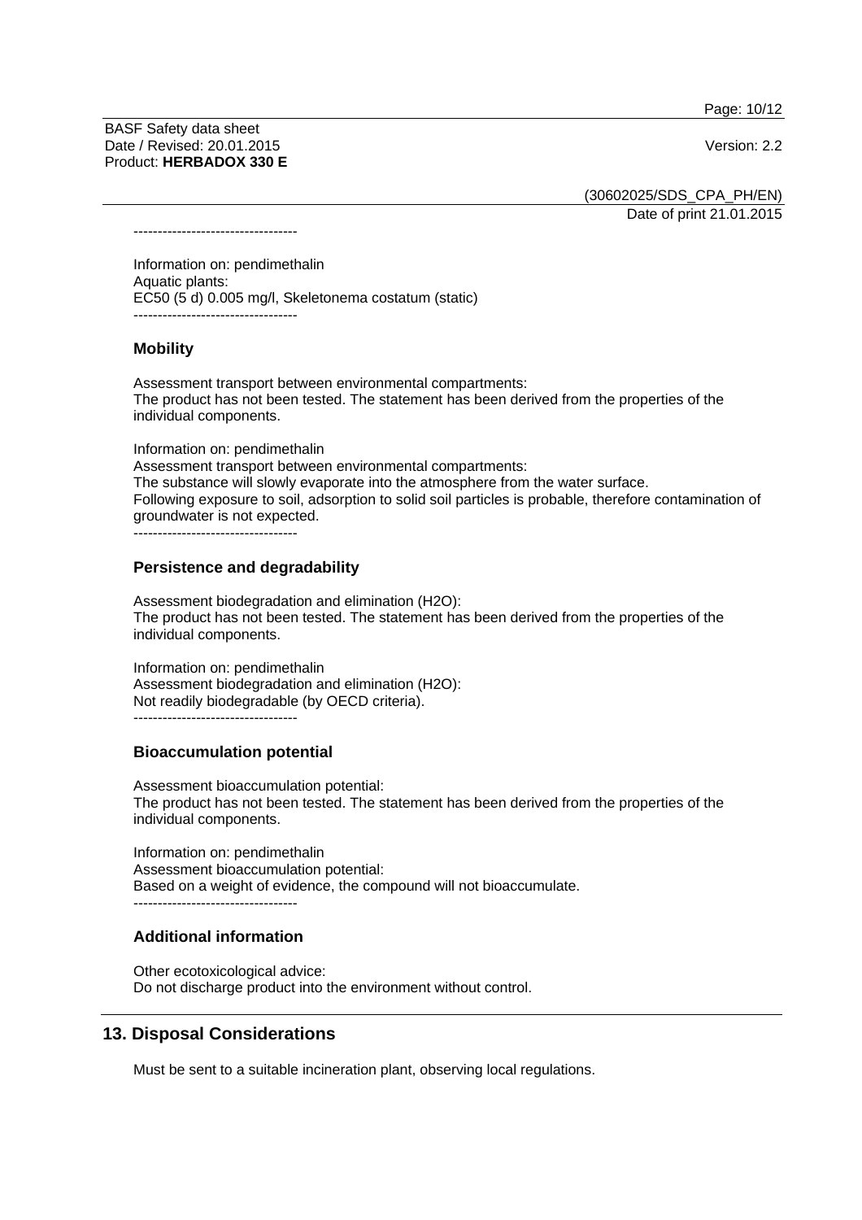----------------------------------

Information on: pendimethalin
Aquatic plants:
EC50 (5 d) 0.005 mg/l, Skeletonema costatum (static)
----------------------------------

### Mobility

Assessment transport between environmental compartments:
The product has not been tested. The statement has been derived from the properties of the individual components.

Information on: pendimethalin
Assessment transport between environmental compartments:
The substance will slowly evaporate into the atmosphere from the water surface.
Following exposure to soil, adsorption to solid soil particles is probable, therefore contamination of groundwater is not expected.
----------------------------------

### Persistence and degradability

Assessment biodegradation and elimination ($H_2O$):
The product has not been tested. The statement has been derived from the properties of the individual components.

Information on: pendimethalin
Assessment biodegradation and elimination ($H_2O$):
Not readily biodegradable (by OECD criteria).
----------------------------------

### Bioaccumulation potential

Assessment bioaccumulation potential:
The product has not been tested. The statement has been derived from the properties of the individual components.

Information on: pendimethalin
Assessment bioaccumulation potential:
Based on a weight of evidence, the compound will not bioaccumulate.
----------------------------------

### Additional information

Other ecotoxicological advice:
Do not discharge product into the environment without control.

## 13. Disposal Considerations

Must be sent to a suitable incineration plant, observing local regulations.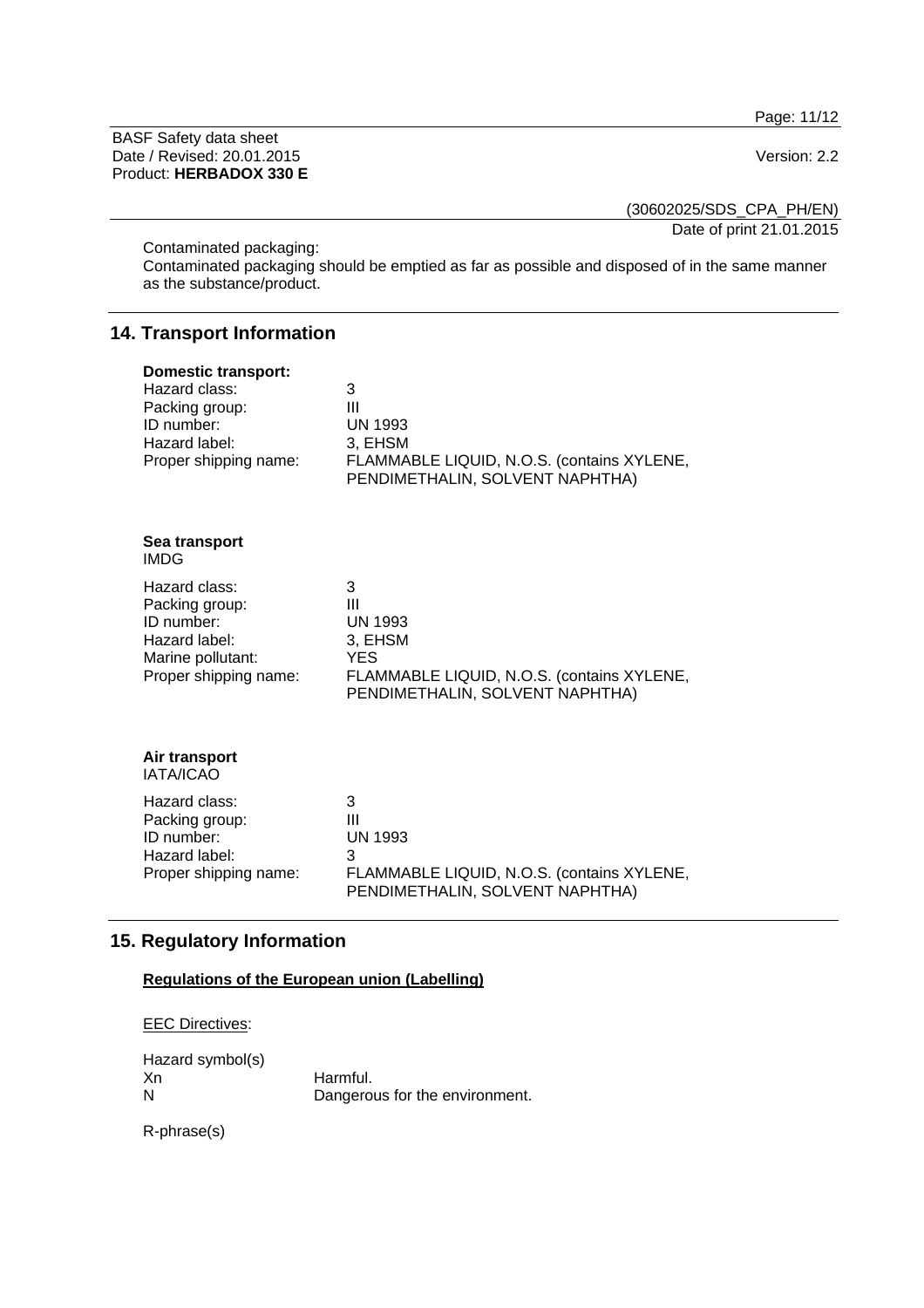Contaminated packaging:
Contaminated packaging should be emptied as far as possible and disposed of in the same manner as the substance/product.

## 14. Transport Information

**Domestic transport:**

| | |
|---|---|
| Hazard class: | 3 |
| Packing group: | III |
| ID number: | UN 1993 |
| Hazard label: | 3, EHSM |
| Proper shipping name: | FLAMMABLE LIQUID, N.O.S. (contains XYLENE, PENDIMETHALIN, SOLVENT NAPHTHA) |

**Sea transport**
IMDG

| | |
|---|---|
| Hazard class: | 3 |
| Packing group: | III |
| ID number: | UN 1993 |
| Hazard label: | 3, EHSM |
| Marine pollutant: | YES |
| Proper shipping name: | FLAMMABLE LIQUID, N.O.S. (contains XYLENE, PENDIMETHALIN, SOLVENT NAPHTHA) |

**Air transport**
IATA/ICAO

| | |
|---|---|
| Hazard class: | 3 |
| Packing group: | III |
| ID number: | UN 1993 |
| Hazard label: | 3 |
| Proper shipping name: | FLAMMABLE LIQUID, N.O.S. (contains XYLENE, PENDIMETHALIN, SOLVENT NAPHTHA) |

## 15. Regulatory Information

**Regulations of the European union (Labelling)**

EEC Directives:

Hazard symbol(s)

| | |
|---|---|
| Xn | Harmful. |
| N | Dangerous for the environment. |

R-phrase(s)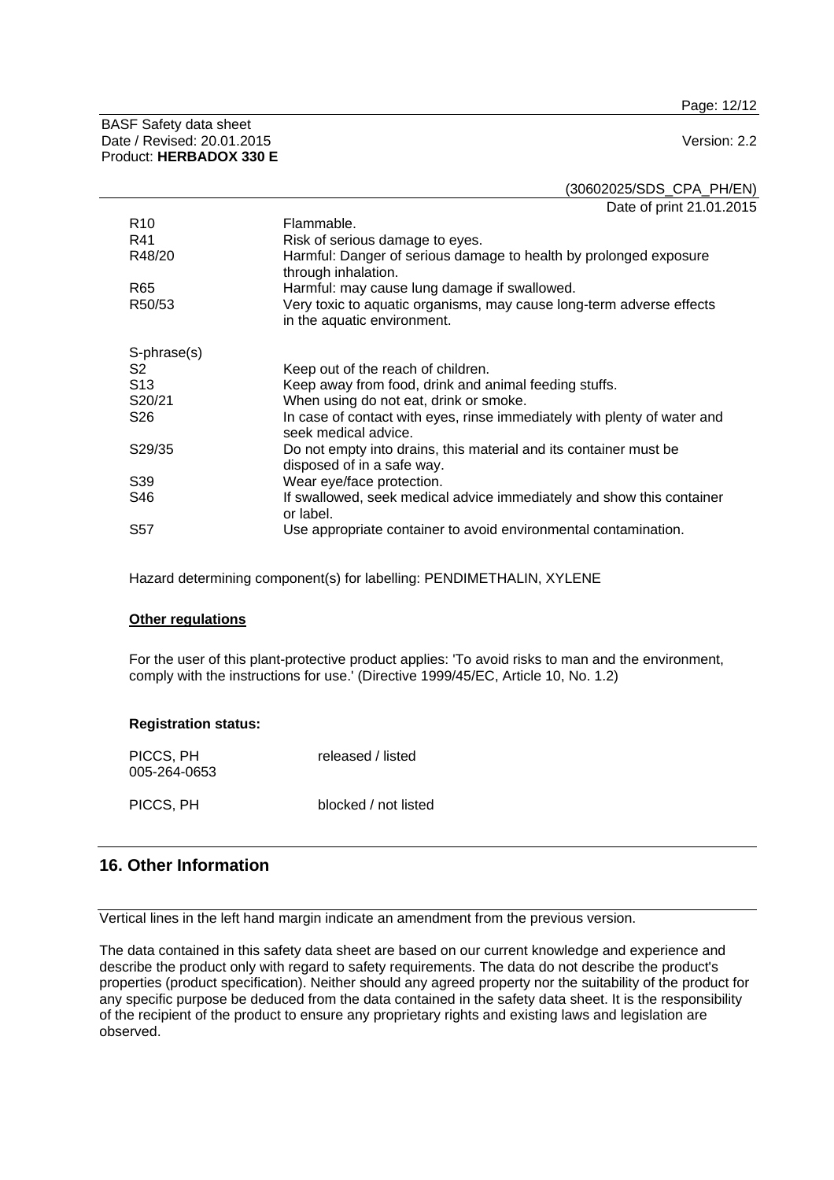| | |
|---|---|
| R10 | Flammable. |
| R41 | Risk of serious damage to eyes. |
| R48/20 | Harmful: Danger of serious damage to health by prolonged exposure through inhalation. |
| R65 | Harmful: may cause lung damage if swallowed. |
| R50/53 | Very toxic to aquatic organisms, may cause long-term adverse effects in the aquatic environment. |

| | |
|---|---|
| S-phrase(s) | |
| S2 | Keep out of the reach of children. |
| S13 | Keep away from food, drink and animal feeding stuffs. |
| S20/21 | When using do not eat, drink or smoke. |
| S26 | In case of contact with eyes, rinse immediately with plenty of water and seek medical advice. |
| S29/35 | Do not empty into drains, this material and its container must be disposed of in a safe way. |
| S39 | Wear eye/face protection. |
| S46 | If swallowed, seek medical advice immediately and show this container or label. |
| S57 | Use appropriate container to avoid environmental contamination. |

Hazard determining component(s) for labelling: PENDIMETHALIN, XYLENE

**Other regulations**

For the user of this plant-protective product applies: 'To avoid risks to man and the environment, comply with the instructions for use.' (Directive 1999/45/EC, Article 10, No. 1.2)

**Registration status:**

| | |
|---|---|
| PICCS, PH 005-264-0653 | released / listed |
| PICCS, PH | blocked / not listed |

## 16. Other Information

Vertical lines in the left hand margin indicate an amendment from the previous version.

The data contained in this safety data sheet are based on our current knowledge and experience and describe the product only with regard to safety requirements. The data do not describe the product's properties (product specification). Neither should any agreed property nor the suitability of the product for any specific purpose be deduced from the data contained in the safety data sheet. It is the responsibility of the recipient of the product to ensure any proprietary rights and existing laws and legislation are observed.